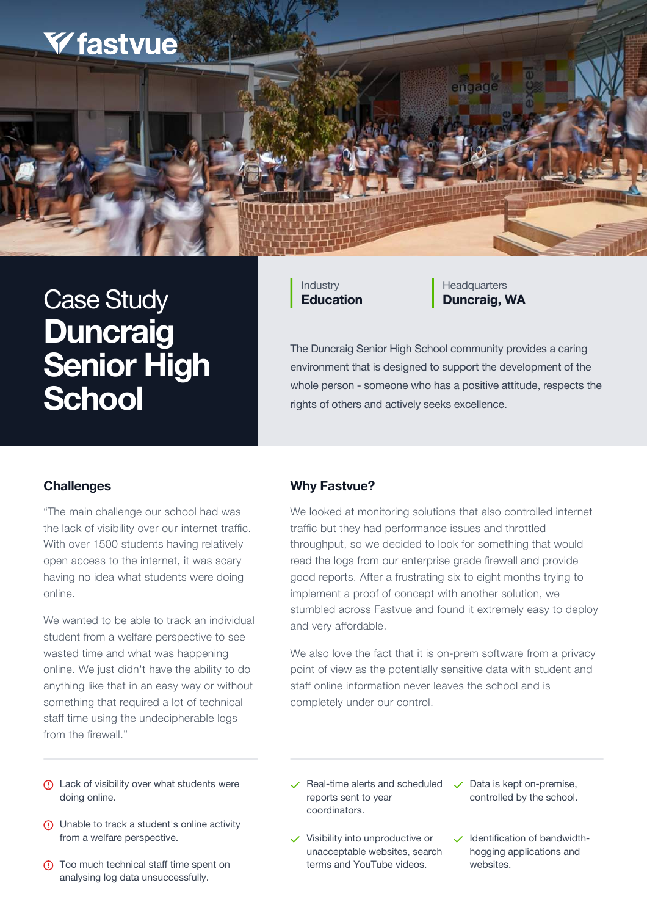fastvue

# Case Study
# Duncraig Senior High School

Industry
**Education**

Headquarters
**Duncraig, WA**

The Duncraig Senior High School community provides a caring environment that is designed to support the development of the whole person - someone who has a positive attitude, respects the rights of others and actively seeks excellence.

## Challenges

"The main challenge our school had was the lack of visibility over our internet traffic. With over 1500 students having relatively open access to the internet, it was scary having no idea what students were doing online.

We wanted to be able to track an individual student from a welfare perspective to see wasted time and what was happening online. We just didn't have the ability to do anything like that in an easy way or without something that required a lot of technical staff time using the undecipherable logs from the firewall."

- Lack of visibility over what students were doing online.
- Unable to track a student's online activity from a welfare perspective.
- Too much technical staff time spent on analysing log data unsuccessfully.

## Why Fastvue?

We looked at monitoring solutions that also controlled internet traffic but they had performance issues and throttled throughput, so we decided to look for something that would read the logs from our enterprise grade firewall and provide good reports. After a frustrating six to eight months trying to implement a proof of concept with another solution, we stumbled across Fastvue and found it extremely easy to deploy and very affordable.

We also love the fact that it is on-prem software from a privacy point of view as the potentially sensitive data with student and staff online information never leaves the school and is completely under our control.

- Real-time alerts and scheduled reports sent to year coordinators.
- Data is kept on-premise, controlled by the school.
- Visibility into unproductive or unacceptable websites, search terms and YouTube videos.
- Identification of bandwidth-hogging applications and websites.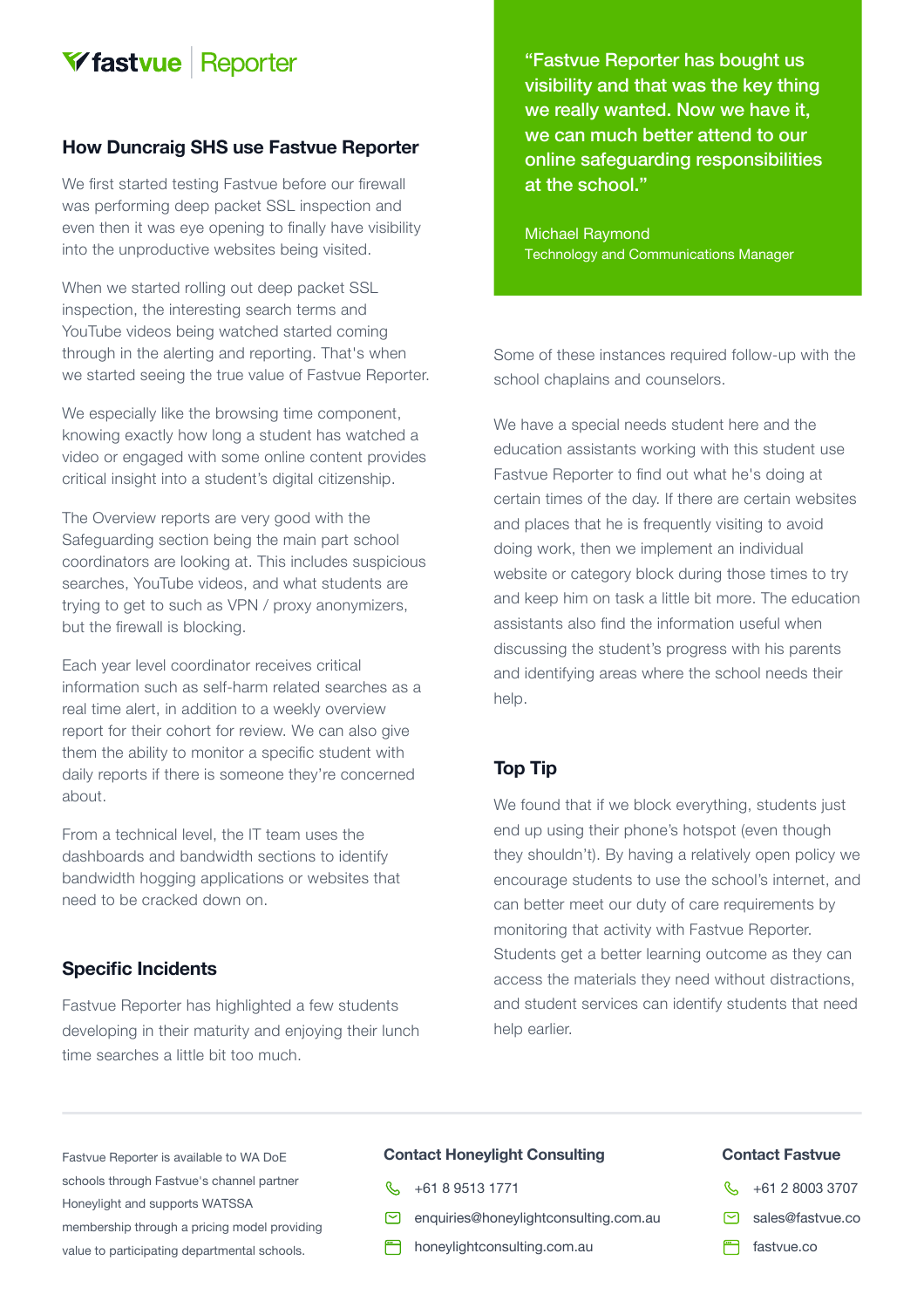fastvue | Reporter

## How Duncraig SHS use Fastvue Reporter

We first started testing Fastvue before our firewall was performing deep packet SSL inspection and even then it was eye opening to finally have visibility into the unproductive websites being visited.

When we started rolling out deep packet SSL inspection, the interesting search terms and YouTube videos being watched started coming through in the alerting and reporting. That's when we started seeing the true value of Fastvue Reporter.

We especially like the browsing time component, knowing exactly how long a student has watched a video or engaged with some online content provides critical insight into a student's digital citizenship.

The Overview reports are very good with the Safeguarding section being the main part school coordinators are looking at. This includes suspicious searches, YouTube videos, and what students are trying to get to such as VPN / proxy anonymizers, but the firewall is blocking.

Each year level coordinator receives critical information such as self-harm related searches as a real time alert, in addition to a weekly overview report for their cohort for review. We can also give them the ability to monitor a specific student with daily reports if there is someone they're concerned about.

From a technical level, the IT team uses the dashboards and bandwidth sections to identify bandwidth hogging applications or websites that need to be cracked down on.

## Specific Incidents

Fastvue Reporter has highlighted a few students developing in their maturity and enjoying their lunch time searches a little bit too much.

> **"Fastvue Reporter has bought us visibility and that was the key thing we really wanted. Now we have it, we can much better attend to our online safeguarding responsibilities at the school."**
>
> Michael Raymond
> Technology and Communications Manager

Some of these instances required follow-up with the school chaplains and counselors.

We have a special needs student here and the education assistants working with this student use Fastvue Reporter to find out what he's doing at certain times of the day. If there are certain websites and places that he is frequently visiting to avoid doing work, then we implement an individual website or category block during those times to try and keep him on task a little bit more. The education assistants also find the information useful when discussing the student's progress with his parents and identifying areas where the school needs their help.

## Top Tip

We found that if we block everything, students just end up using their phone's hotspot (even though they shouldn't). By having a relatively open policy we encourage students to use the school's internet, and can better meet our duty of care requirements by monitoring that activity with Fastvue Reporter. Students get a better learning outcome as they can access the materials they need without distractions, and student services can identify students that need help earlier.

---

Fastvue Reporter is available to WA DoE schools through Fastvue's channel partner Honeylight and supports WATSSA membership through a pricing model providing value to participating departmental schools.

**Contact Honeylight Consulting**

- +61 8 9513 1771
- enquiries@honeylightconsulting.com.au
- honeylightconsulting.com.au

**Contact Fastvue**

- +61 2 8003 3707
- sales@fastvue.co
- fastvue.co